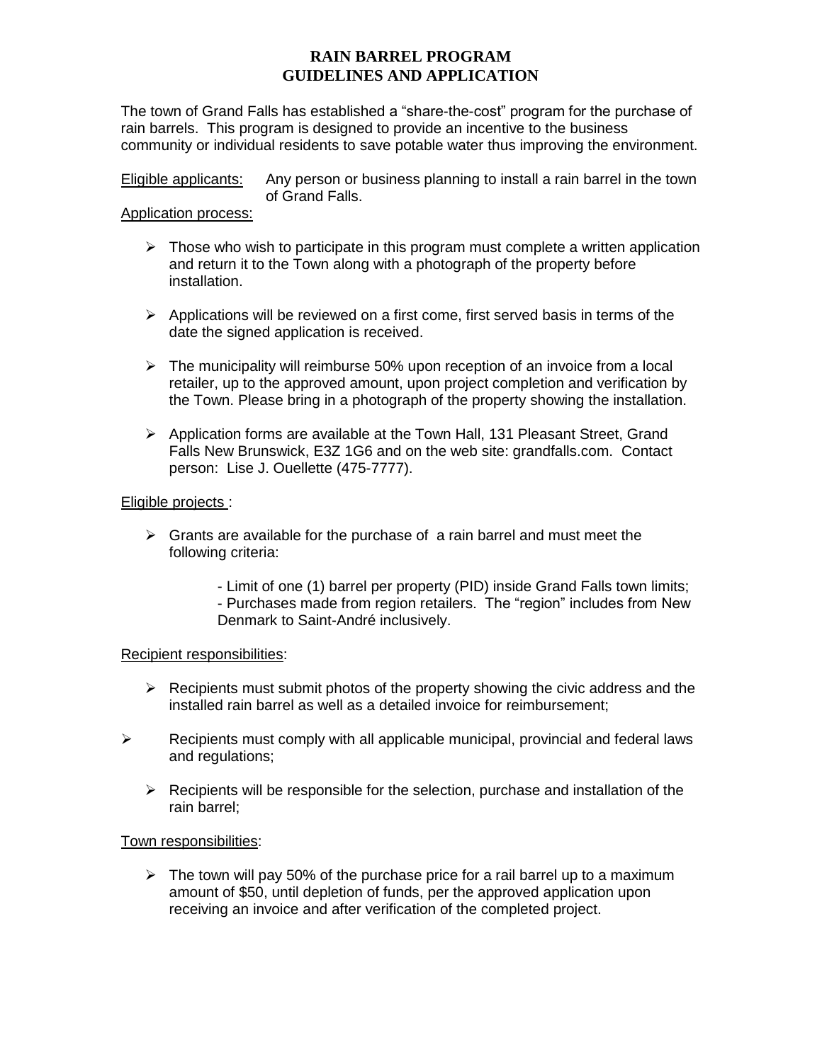# RAIN BARREL PROGRAM
# GUIDELINES AND APPLICATION

The town of Grand Falls has established a "share-the-cost" program for the purchase of rain barrels. This program is designed to provide an incentive to the business community or individual residents to save potable water thus improving the environment.

Eligible applicants: Any person or business planning to install a rain barrel in the town of Grand Falls.

Application process:

- Those who wish to participate in this program must complete a written application and return it to the Town along with a photograph of the property before installation.
- Applications will be reviewed on a first come, first served basis in terms of the date the signed application is received.
- The municipality will reimburse 50% upon reception of an invoice from a local retailer, up to the approved amount, upon project completion and verification by the Town. Please bring in a photograph of the property showing the installation.
- Application forms are available at the Town Hall, 131 Pleasant Street, Grand Falls New Brunswick, E3Z 1G6 and on the web site: grandfalls.com. Contact person: Lise J. Ouellette (475-7777).

Eligible projects :

- Grants are available for the purchase of a rain barrel and must meet the following criteria:

  - Limit of one (1) barrel per property (PID) inside Grand Falls town limits;
  - Purchases made from region retailers. The "region" includes from New Denmark to Saint-André inclusively.

Recipient responsibilities:

- Recipients must submit photos of the property showing the civic address and the installed rain barrel as well as a detailed invoice for reimbursement;
- Recipients must comply with all applicable municipal, provincial and federal laws and regulations;
- Recipients will be responsible for the selection, purchase and installation of the rain barrel;

Town responsibilities:

- The town will pay 50% of the purchase price for a rail barrel up to a maximum amount of $50, until depletion of funds, per the approved application upon receiving an invoice and after verification of the completed project.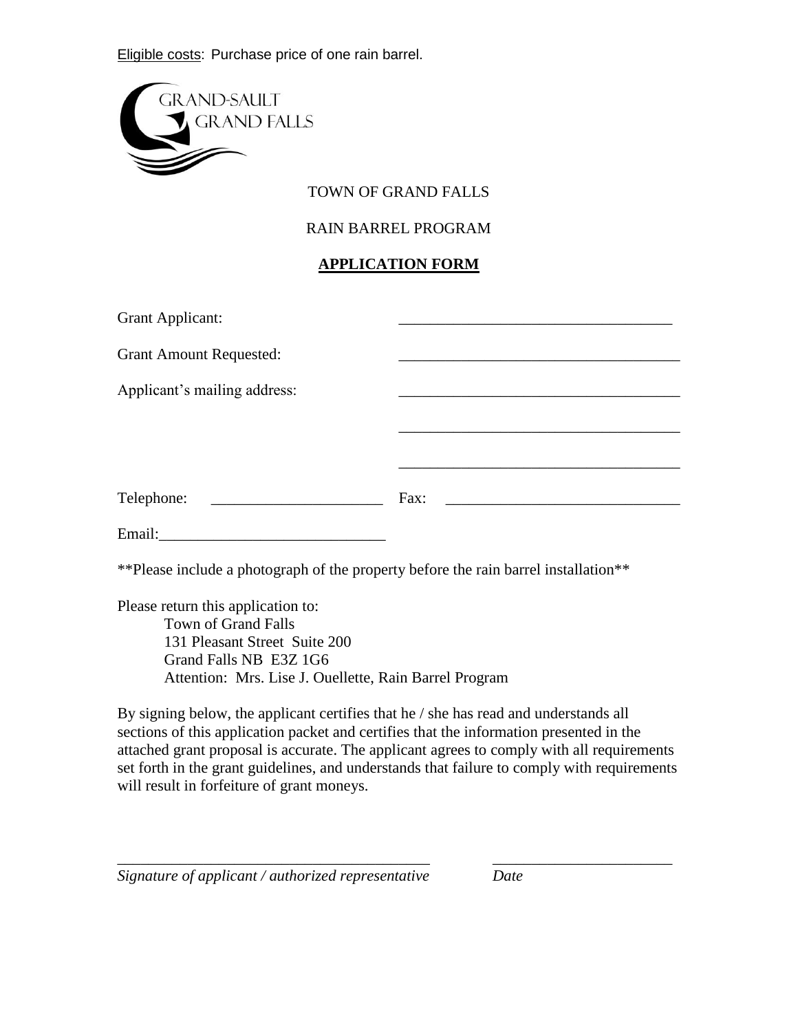Eligible costs: Purchase price of one rain barrel.

GRAND-SAULT
GRAND FALLS

TOWN OF GRAND FALLS

RAIN BARREL PROGRAM

**APPLICATION FORM**

Grant Applicant: ___________________________________

Grant Amount Requested: ___________________________________

Applicant's mailing address: ___________________________________

___________________________________

___________________________________

Telephone: ______________________ Fax: ______________________________

Email:_____________________________

**Please include a photograph of the property before the rain barrel installation**

Please return this application to:
Town of Grand Falls
131 Pleasant Street Suite 200
Grand Falls NB E3Z 1G6
Attention: Mrs. Lise J. Ouellette, Rain Barrel Program

By signing below, the applicant certifies that he / she has read and understands all sections of this application packet and certifies that the information presented in the attached grant proposal is accurate. The applicant agrees to comply with all requirements set forth in the grant guidelines, and understands that failure to comply with requirements will result in forfeiture of grant moneys.

_________________________________________ _______________________

*Signature of applicant / authorized representative* *Date*